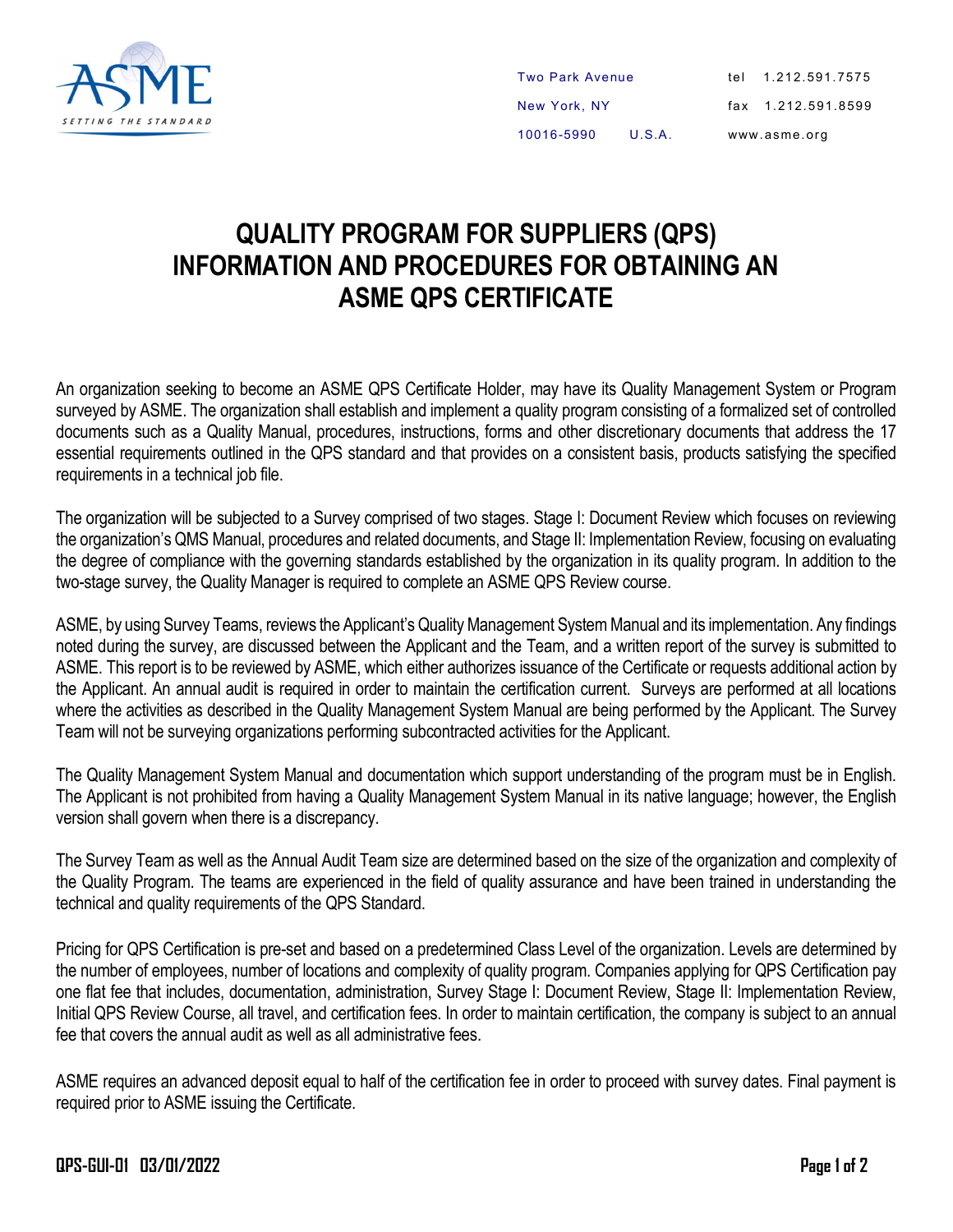Two Park Avenue
New York, NY
10016-5990 U.S.A.

tel 1.212.591.7575
fax 1.212.591.8599
www.asme.org

# QUALITY PROGRAM FOR SUPPLIERS (QPS) INFORMATION AND PROCEDURES FOR OBTAINING AN ASME QPS CERTIFICATE

An organization seeking to become an ASME QPS Certificate Holder, may have its Quality Management System or Program surveyed by ASME. The organization shall establish and implement a quality program consisting of a formalized set of controlled documents such as a Quality Manual, procedures, instructions, forms and other discretionary documents that address the 17 essential requirements outlined in the QPS standard and that provides on a consistent basis, products satisfying the specified requirements in a technical job file.

The organization will be subjected to a Survey comprised of two stages. Stage I: Document Review which focuses on reviewing the organization's QMS Manual, procedures and related documents, and Stage II: Implementation Review, focusing on evaluating the degree of compliance with the governing standards established by the organization in its quality program. In addition to the two-stage survey, the Quality Manager is required to complete an ASME QPS Review course.

ASME, by using Survey Teams, reviews the Applicant's Quality Management System Manual and its implementation. Any findings noted during the survey, are discussed between the Applicant and the Team, and a written report of the survey is submitted to ASME. This report is to be reviewed by ASME, which either authorizes issuance of the Certificate or requests additional action by the Applicant. An annual audit is required in order to maintain the certification current. Surveys are performed at all locations where the activities as described in the Quality Management System Manual are being performed by the Applicant. The Survey Team will not be surveying organizations performing subcontracted activities for the Applicant.

The Quality Management System Manual and documentation which support understanding of the program must be in English. The Applicant is not prohibited from having a Quality Management System Manual in its native language; however, the English version shall govern when there is a discrepancy.

The Survey Team as well as the Annual Audit Team size are determined based on the size of the organization and complexity of the Quality Program. The teams are experienced in the field of quality assurance and have been trained in understanding the technical and quality requirements of the QPS Standard.

Pricing for QPS Certification is pre-set and based on a predetermined Class Level of the organization. Levels are determined by the number of employees, number of locations and complexity of quality program. Companies applying for QPS Certification pay one flat fee that includes, documentation, administration, Survey Stage I: Document Review, Stage II: Implementation Review, Initial QPS Review Course, all travel, and certification fees. In order to maintain certification, the company is subject to an annual fee that covers the annual audit as well as all administrative fees.

ASME requires an advanced deposit equal to half of the certification fee in order to proceed with survey dates. Final payment is required prior to ASME issuing the Certificate.

QPS-GUI-01 03/01/2022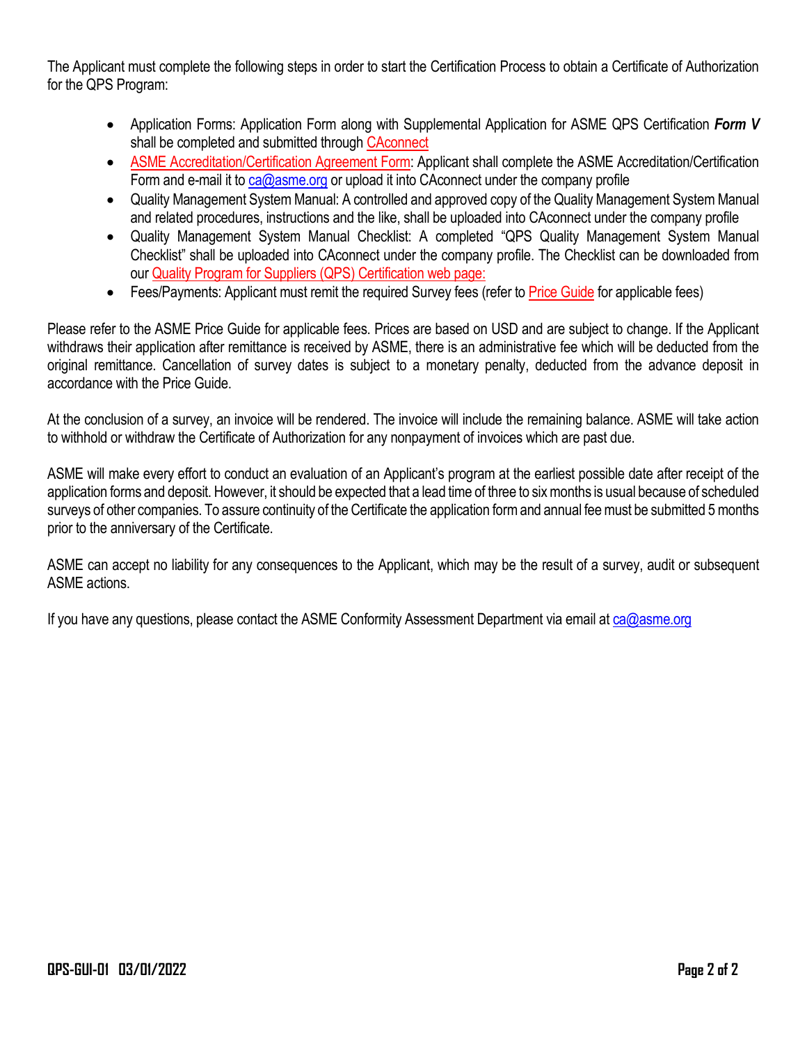The Applicant must complete the following steps in order to start the Certification Process to obtain a Certificate of Authorization for the QPS Program:

- Application Forms: Application Form along with Supplemental Application for ASME QPS Certification ***Form V*** shall be completed and submitted through CAconnect
- ASME Accreditation/Certification Agreement Form: Applicant shall complete the ASME Accreditation/Certification Form and e-mail it to ca@asme.org or upload it into CAconnect under the company profile
- Quality Management System Manual: A controlled and approved copy of the Quality Management System Manual and related procedures, instructions and the like, shall be uploaded into CAconnect under the company profile
- Quality Management System Manual Checklist: A completed "QPS Quality Management System Manual Checklist" shall be uploaded into CAconnect under the company profile. The Checklist can be downloaded from our Quality Program for Suppliers (QPS) Certification web page:
- Fees/Payments: Applicant must remit the required Survey fees (refer to Price Guide for applicable fees)

Please refer to the ASME Price Guide for applicable fees. Prices are based on USD and are subject to change. If the Applicant withdraws their application after remittance is received by ASME, there is an administrative fee which will be deducted from the original remittance. Cancellation of survey dates is subject to a monetary penalty, deducted from the advance deposit in accordance with the Price Guide.

At the conclusion of a survey, an invoice will be rendered. The invoice will include the remaining balance. ASME will take action to withhold or withdraw the Certificate of Authorization for any nonpayment of invoices which are past due.

ASME will make every effort to conduct an evaluation of an Applicant's program at the earliest possible date after receipt of the application forms and deposit. However, it should be expected that a lead time of three to six months is usual because of scheduled surveys of other companies. To assure continuity of the Certificate the application form and annual fee must be submitted 5 months prior to the anniversary of the Certificate.

ASME can accept no liability for any consequences to the Applicant, which may be the result of a survey, audit or subsequent ASME actions.

If you have any questions, please contact the ASME Conformity Assessment Department via email at ca@asme.org

**QPS-GUI-01 03/01/2022**